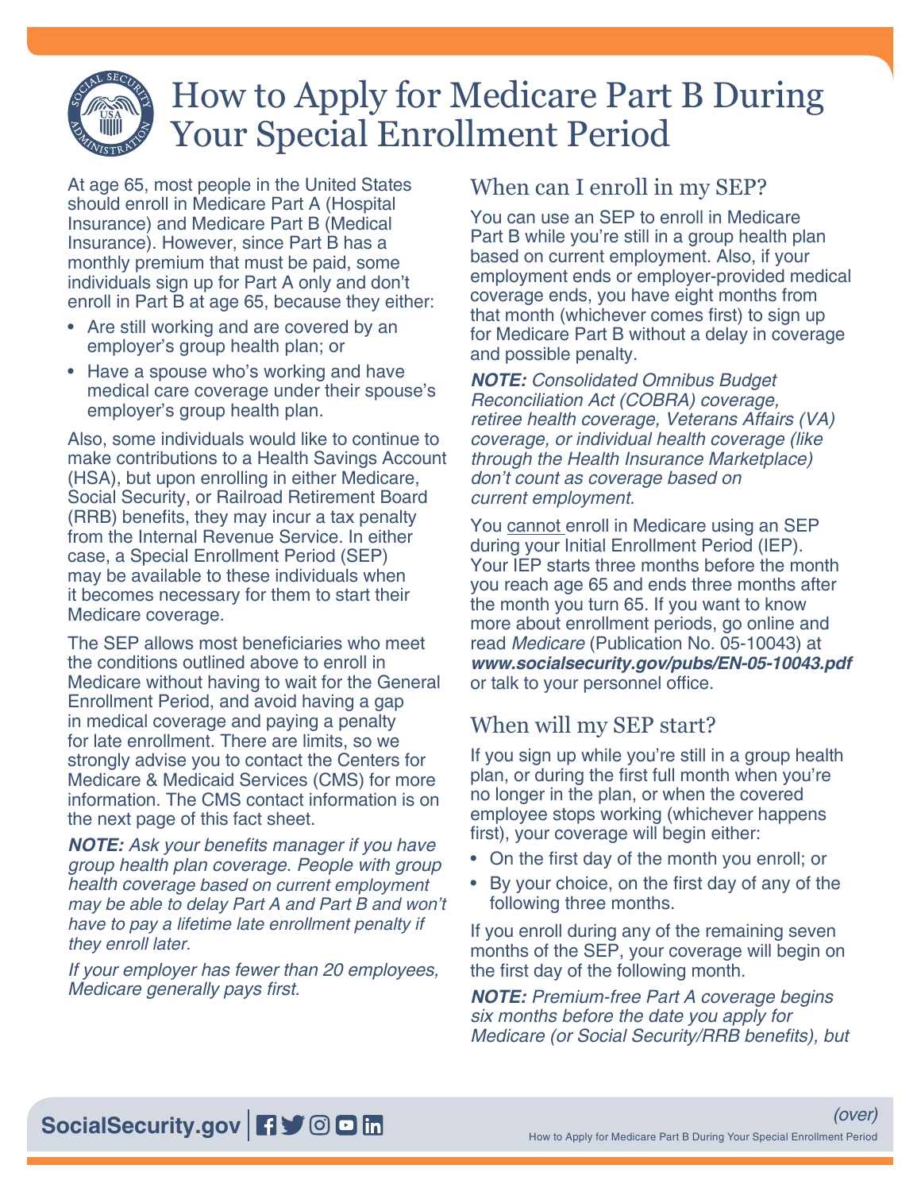# How to Apply for Medicare Part B During Your Special Enrollment Period

At age 65, most people in the United States should enroll in Medicare Part A (Hospital Insurance) and Medicare Part B (Medical Insurance). However, since Part B has a monthly premium that must be paid, some individuals sign up for Part A only and don't enroll in Part B at age 65, because they either:

- Are still working and are covered by an employer's group health plan; or
- Have a spouse who's working and have medical care coverage under their spouse's employer's group health plan.

Also, some individuals would like to continue to make contributions to a Health Savings Account (HSA), but upon enrolling in either Medicare, Social Security, or Railroad Retirement Board (RRB) benefits, they may incur a tax penalty from the Internal Revenue Service. In either case, a Special Enrollment Period (SEP) may be available to these individuals when it becomes necessary for them to start their Medicare coverage.

The SEP allows most beneficiaries who meet the conditions outlined above to enroll in Medicare without having to wait for the General Enrollment Period, and avoid having a gap in medical coverage and paying a penalty for late enrollment. There are limits, so we strongly advise you to contact the Centers for Medicare & Medicaid Services (CMS) for more information. The CMS contact information is on the next page of this fact sheet.

***NOTE:*** *Ask your benefits manager if you have group health plan coverage. People with group health coverage based on current employment may be able to delay Part A and Part B and won't have to pay a lifetime late enrollment penalty if they enroll later.*

*If your employer has fewer than 20 employees, Medicare generally pays first.*

## When can I enroll in my SEP?

You can use an SEP to enroll in Medicare Part B while you're still in a group health plan based on current employment. Also, if your employment ends or employer-provided medical coverage ends, you have eight months from that month (whichever comes first) to sign up for Medicare Part B without a delay in coverage and possible penalty.

***NOTE:*** *Consolidated Omnibus Budget Reconciliation Act (COBRA) coverage, retiree health coverage, Veterans Affairs (VA) coverage, or individual health coverage (like through the Health Insurance Marketplace) don't count as coverage based on current employment.*

You cannot enroll in Medicare using an SEP during your Initial Enrollment Period (IEP). Your IEP starts three months before the month you reach age 65 and ends three months after the month you turn 65. If you want to know more about enrollment periods, go online and read *Medicare* (Publication No. 05-10043) at ***www.socialsecurity.gov/pubs/EN-05-10043.pdf*** or talk to your personnel office.

## When will my SEP start?

If you sign up while you're still in a group health plan, or during the first full month when you're no longer in the plan, or when the covered employee stops working (whichever happens first), your coverage will begin either:

- On the first day of the month you enroll; or
- By your choice, on the first day of any of the following three months.

If you enroll during any of the remaining seven months of the SEP, your coverage will begin on the first day of the following month.

***NOTE:*** *Premium-free Part A coverage begins six months before the date you apply for Medicare (or Social Security/RRB benefits), but*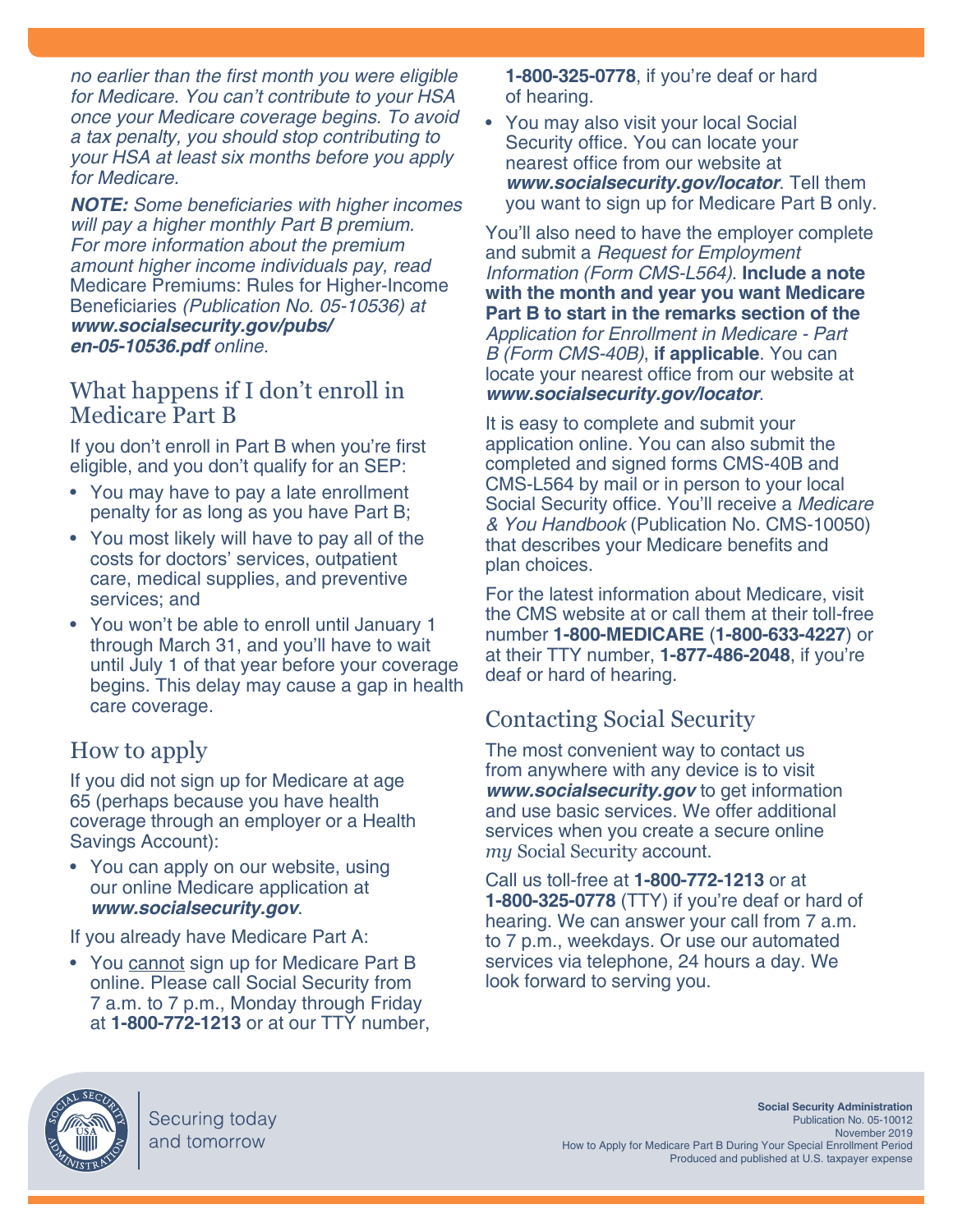*no earlier than the first month you were eligible for Medicare. You can't contribute to your HSA once your Medicare coverage begins. To avoid a tax penalty, you should stop contributing to your HSA at least six months before you apply for Medicare.*

***NOTE:*** *Some beneficiaries with higher incomes will pay a higher monthly Part B premium. For more information about the premium amount higher income individuals pay, read* Medicare Premiums: Rules for Higher-Income Beneficiaries *(Publication No. 05-10536) at* ***www.socialsecurity.gov/pubs/en-05-10536.pdf*** *online.*

## What happens if I don't enroll in Medicare Part B

If you don't enroll in Part B when you're first eligible, and you don't qualify for an SEP:

- You may have to pay a late enrollment penalty for as long as you have Part B;
- You most likely will have to pay all of the costs for doctors' services, outpatient care, medical supplies, and preventive services; and
- You won't be able to enroll until January 1 through March 31, and you'll have to wait until July 1 of that year before your coverage begins. This delay may cause a gap in health care coverage.

## How to apply

If you did not sign up for Medicare at age 65 (perhaps because you have health coverage through an employer or a Health Savings Account):

- You can apply on our website, using our online Medicare application at ***www.socialsecurity.gov***.

If you already have Medicare Part A:

- You cannot sign up for Medicare Part B online. Please call Social Security from 7 a.m. to 7 p.m., Monday through Friday at **1-800-772-1213** or at our TTY number, **1-800-325-0778**, if you're deaf or hard of hearing.
- You may also visit your local Social Security office. You can locate your nearest office from our website at ***www.socialsecurity.gov/locator***. Tell them you want to sign up for Medicare Part B only.

You'll also need to have the employer complete and submit a *Request for Employment Information (Form CMS-L564)*. **Include a note with the month and year you want Medicare Part B to start in the remarks section of the** *Application for Enrollment in Medicare - Part B (Form CMS-40B)*, **if applicable**. You can locate your nearest office from our website at ***www.socialsecurity.gov/locator***.

It is easy to complete and submit your application online. You can also submit the completed and signed forms CMS-40B and CMS-L564 by mail or in person to your local Social Security office. You'll receive a *Medicare & You Handbook* (Publication No. CMS-10050) that describes your Medicare benefits and plan choices.

For the latest information about Medicare, visit the CMS website at or call them at their toll-free number **1-800-MEDICARE** (**1-800-633-4227**) or at their TTY number, **1-877-486-2048**, if you're deaf or hard of hearing.

## Contacting Social Security

The most convenient way to contact us from anywhere with any device is to visit ***www.socialsecurity.gov*** to get information and use basic services. We offer additional services when you create a secure online *my* Social Security account.

Call us toll-free at **1-800-772-1213** or at **1-800-325-0778** (TTY) if you're deaf or hard of hearing. We can answer your call from 7 a.m. to 7 p.m., weekdays. Or use our automated services via telephone, 24 hours a day. We look forward to serving you.

Securing today and tomorrow

**Social Security Administration**
Publication No. 05-10012
November 2019
How to Apply for Medicare Part B During Your Special Enrollment Period
Produced and published at U.S. taxpayer expense